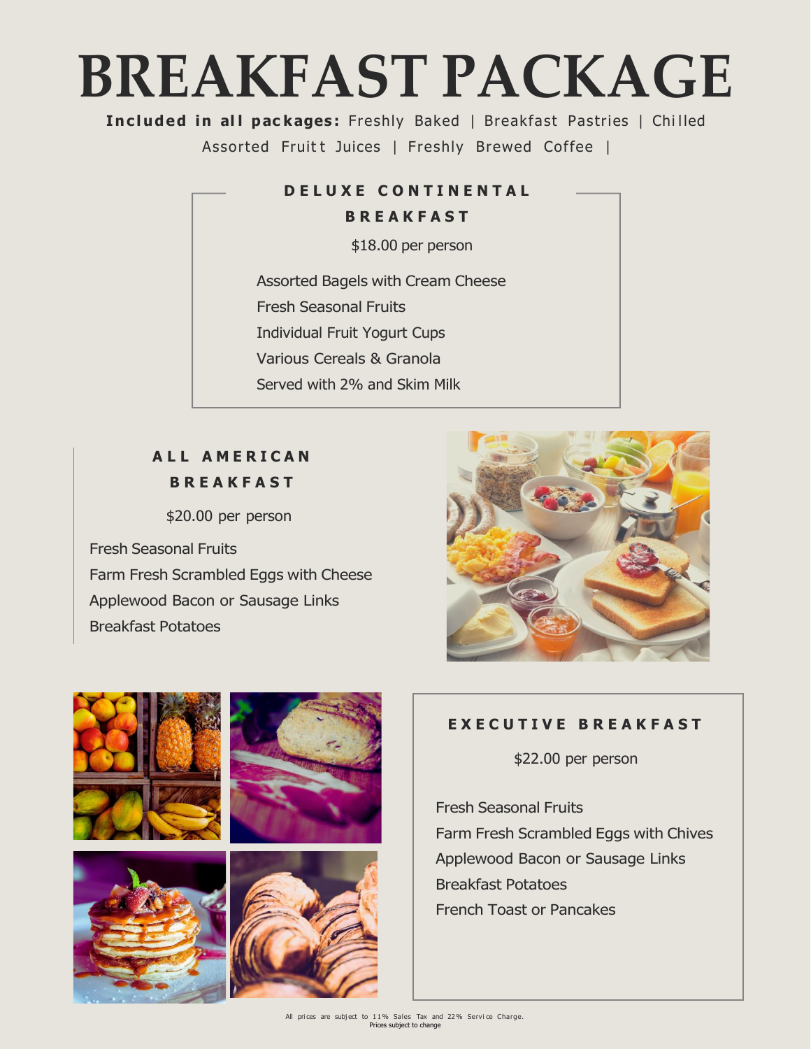# BREAKFAST PACKAGE

**Included in all packages:** Freshly Baked | Breakfast Pastries | Chilled Assorted Fruitt Juices | Freshly Brewed Coffee |

## DELUXE CONTINENTAL BREAKFAST

$18.00 per person

Assorted Bagels with Cream Cheese
Fresh Seasonal Fruits
Individual Fruit Yogurt Cups
Various Cereals & Granola
Served with 2% and Skim Milk

## ALL AMERICAN BREAKFAST

$20.00 per person

Fresh Seasonal Fruits
Farm Fresh Scrambled Eggs with Cheese
Applewood Bacon or Sausage Links
Breakfast Potatoes

## EXECUTIVE BREAKFAST

$22.00 per person

Fresh Seasonal Fruits
Farm Fresh Scrambled Eggs with Chives
Applewood Bacon or Sausage Links
Breakfast Potatoes
French Toast or Pancakes

All prices are subject to 11% Sales Tax and 22% Service Charge.
Prices subject to change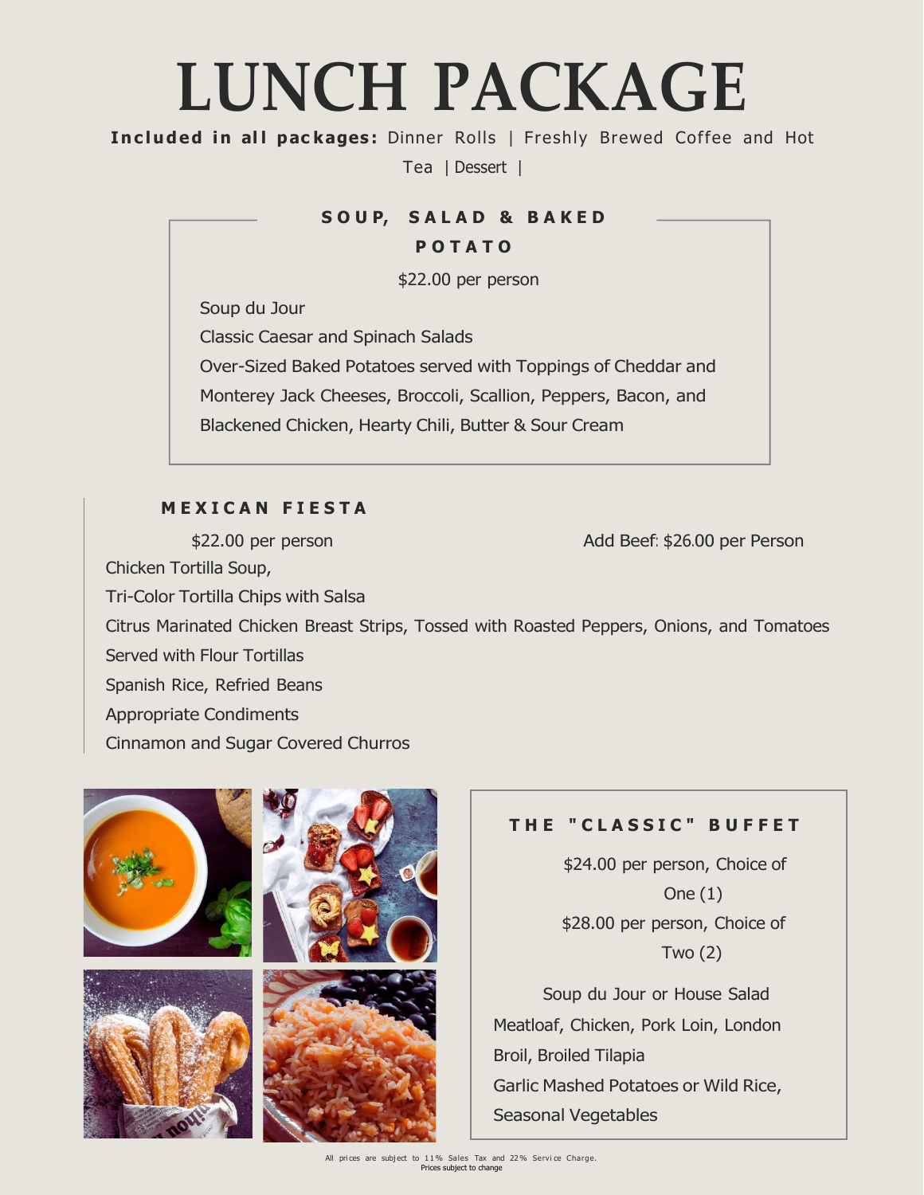# LUNCH PACKAGE

**Included in all packages:** Dinner Rolls | Freshly Brewed Coffee and Hot Tea | Dessert |

## SOUP, SALAD & BAKED POTATO

$22.00 per person

Soup du Jour

Classic Caesar and Spinach Salads

Over-Sized Baked Potatoes served with Toppings of Cheddar and Monterey Jack Cheeses, Broccoli, Scallion, Peppers, Bacon, and Blackened Chicken, Hearty Chili, Butter & Sour Cream

## MEXICAN FIESTA

$22.00 per person

Add Beef: $26.00 per Person

Chicken Tortilla Soup,

Tri-Color Tortilla Chips with Salsa

Citrus Marinated Chicken Breast Strips, Tossed with Roasted Peppers, Onions, and Tomatoes Served with Flour Tortillas

Spanish Rice, Refried Beans

Appropriate Condiments

Cinnamon and Sugar Covered Churros

## THE "CLASSIC" BUFFET

$24.00 per person, Choice of One (1)

$28.00 per person, Choice of Two (2)

Soup du Jour or House Salad

Meatloaf, Chicken, Pork Loin, London Broil, Broiled Tilapia

Garlic Mashed Potatoes or Wild Rice, Seasonal Vegetables

All prices are subject to 11% Sales Tax and 22% Service Charge.

Prices subject to change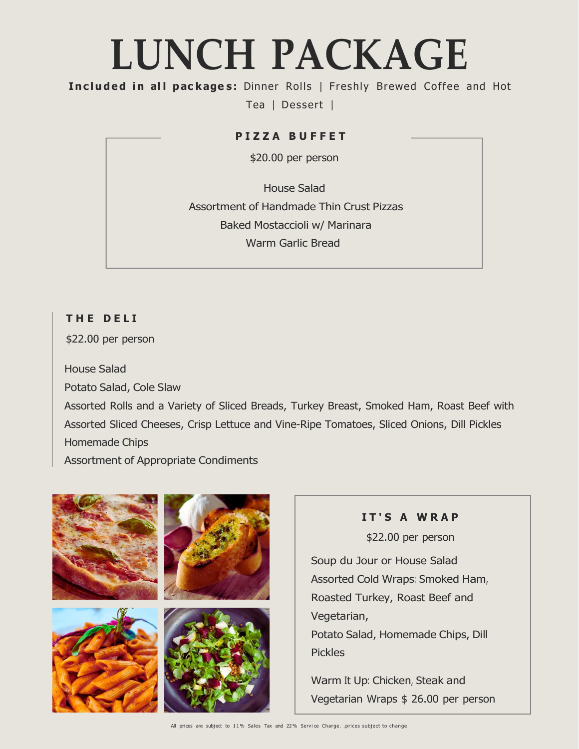# LUNCH PACKAGE

**Included in all packages:** Dinner Rolls | Freshly Brewed Coffee and Hot Tea | Dessert |

## PIZZA BUFFET

$20.00 per person

House Salad

Assortment of Handmade Thin Crust Pizzas

Baked Mostaccioli w/ Marinara

Warm Garlic Bread

## THE DELI

$22.00 per person

House Salad

Potato Salad, Cole Slaw

Assorted Rolls and a Variety of Sliced Breads, Turkey Breast, Smoked Ham, Roast Beef with Assorted Sliced Cheeses, Crisp Lettuce and Vine-Ripe Tomatoes, Sliced Onions, Dill Pickles

Homemade Chips

Assortment of Appropriate Condiments

## IT'S A WRAP

$22.00 per person

Soup du Jour or House Salad

Assorted Cold Wraps: Smoked Ham, Roasted Turkey, Roast Beef and Vegetarian,

Potato Salad, Homemade Chips, Dill Pickles

Warm It Up: Chicken, Steak and Vegetarian Wraps $ 26.00 per person

All prices are subject to 11% Sales Tax and 22% Service Charge. .prices subject to change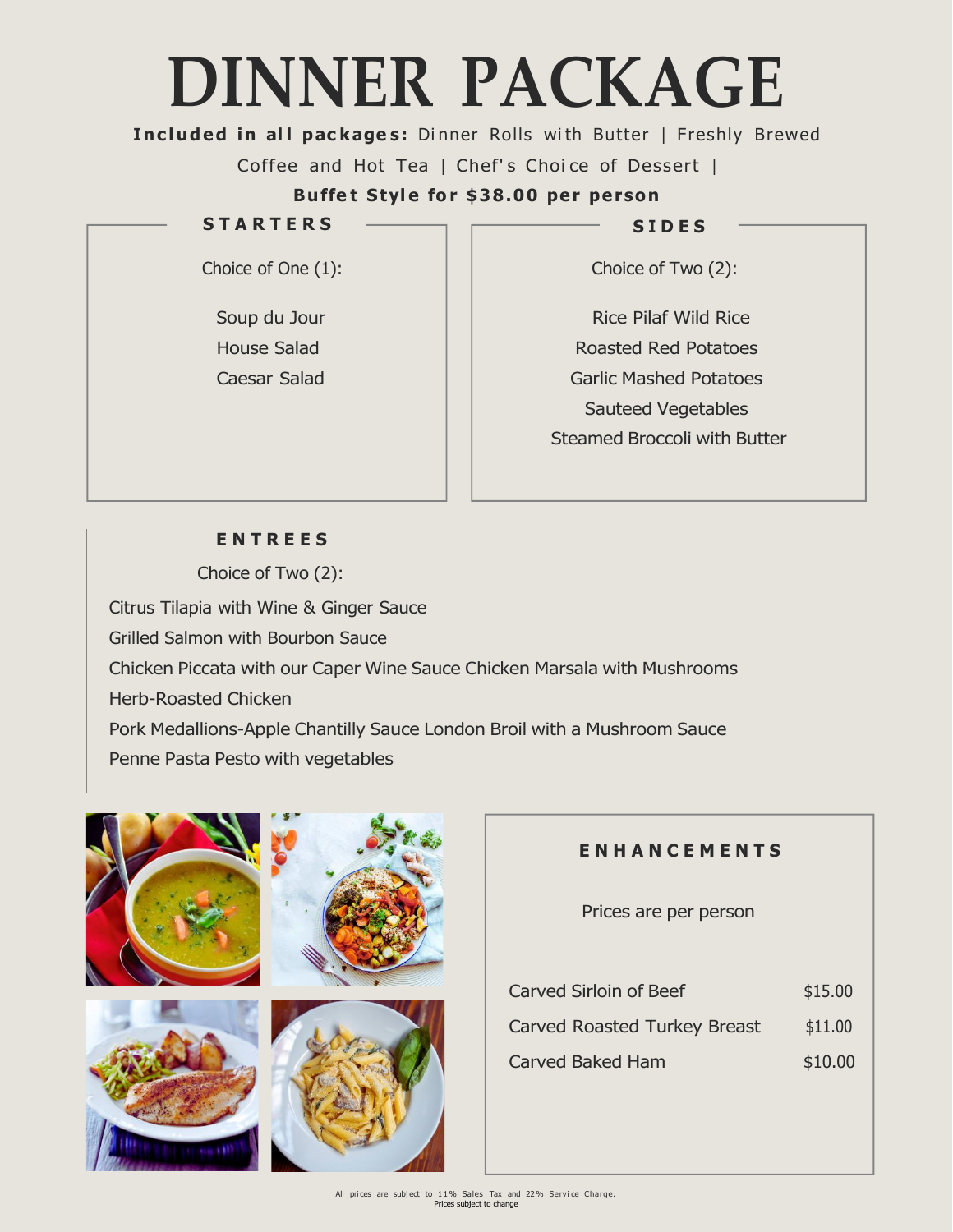# DINNER PACKAGE

**Included in all packages:** Dinner Rolls with Butter | Freshly Brewed Coffee and Hot Tea | Chef's Choice of Dessert |

**Buffet Style for $38.00 per person**

### STARTERS

Choice of One (1):

Soup du Jour

House Salad

Caesar Salad

### SIDES

Choice of Two (2):

Rice Pilaf Wild Rice

Roasted Red Potatoes

Garlic Mashed Potatoes

Sauteed Vegetables

Steamed Broccoli with Butter

### ENTREES

Choice of Two (2):

Citrus Tilapia with Wine & Ginger Sauce

Grilled Salmon with Bourbon Sauce

Chicken Piccata with our Caper Wine Sauce Chicken Marsala with Mushrooms

Herb-Roasted Chicken

Pork Medallions-Apple Chantilly Sauce London Broil with a Mushroom Sauce

Penne Pasta Pesto with vegetables

### ENHANCEMENTS

Prices are per person

| Item | Price |
|---|---|
| Carved Sirloin of Beef | $15.00 |
| Carved Roasted Turkey Breast | $11.00 |
| Carved Baked Ham | $10.00 |

All prices are subject to 11% Sales Tax and 22% Service Charge.

Prices subject to change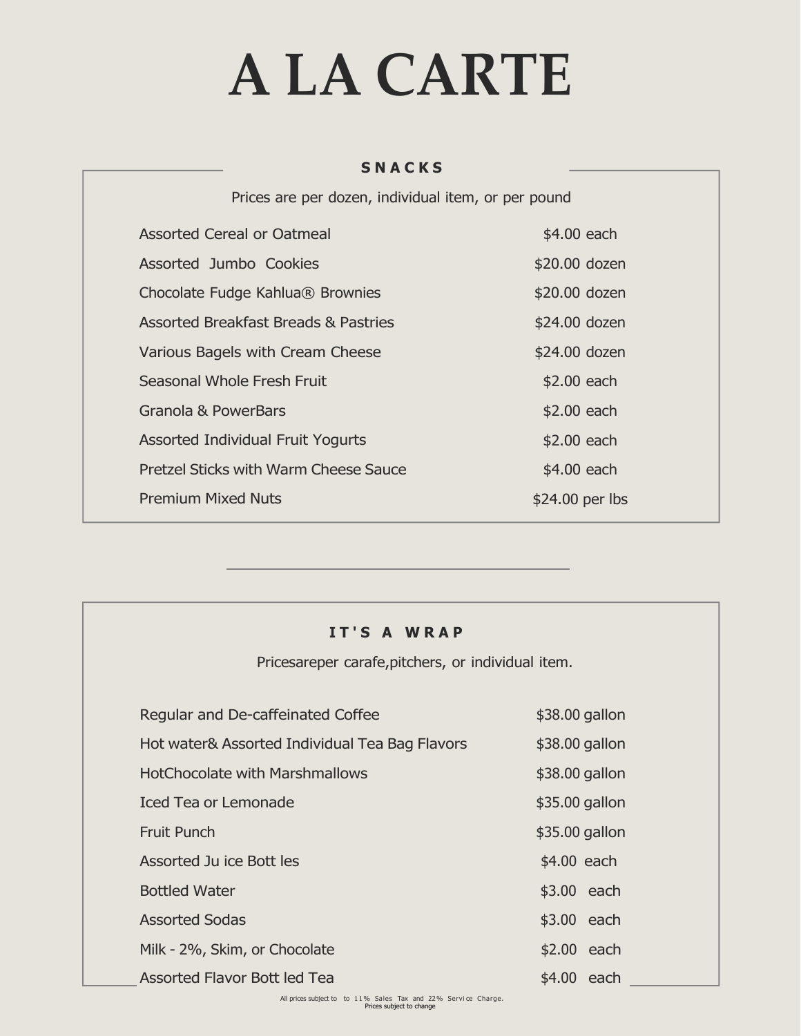# A LA CARTE

## SNACKS

Prices are per dozen, individual item, or per pound

| | |
|---|---|
| Assorted Cereal or Oatmeal | $4.00 each |
| Assorted Jumbo Cookies | $20.00 dozen |
| Chocolate Fudge Kahlua® Brownies | $20.00 dozen |
| Assorted Breakfast Breads & Pastries | $24.00 dozen |
| Various Bagels with Cream Cheese | $24.00 dozen |
| Seasonal Whole Fresh Fruit | $2.00 each |
| Granola & PowerBars | $2.00 each |
| Assorted Individual Fruit Yogurts | $2.00 each |
| Pretzel Sticks with Warm Cheese Sauce | $4.00 each |
| Premium Mixed Nuts | $24.00 per lbs |

## IT'S A WRAP

Pricesareper carafe,pitchers, or individual item.

| | |
|---|---|
| Regular and De-caffeinated Coffee | $38.00 gallon |
| Hot water& Assorted Individual Tea Bag Flavors | $38.00 gallon |
| HotChocolate with Marshmallows | $38.00 gallon |
| Iced Tea or Lemonade | $35.00 gallon |
| Fruit Punch | $35.00 gallon |
| Assorted Ju ice Bott les | $4.00 each |
| Bottled Water | $3.00 each |
| Assorted Sodas | $3.00 each |
| Milk - 2%, Skim, or Chocolate | $2.00 each |
| Assorted Flavor Bott led Tea | $4.00 each |

All prices subject to to 11% Sales Tax and 22% Service Charge.
Prices subject to change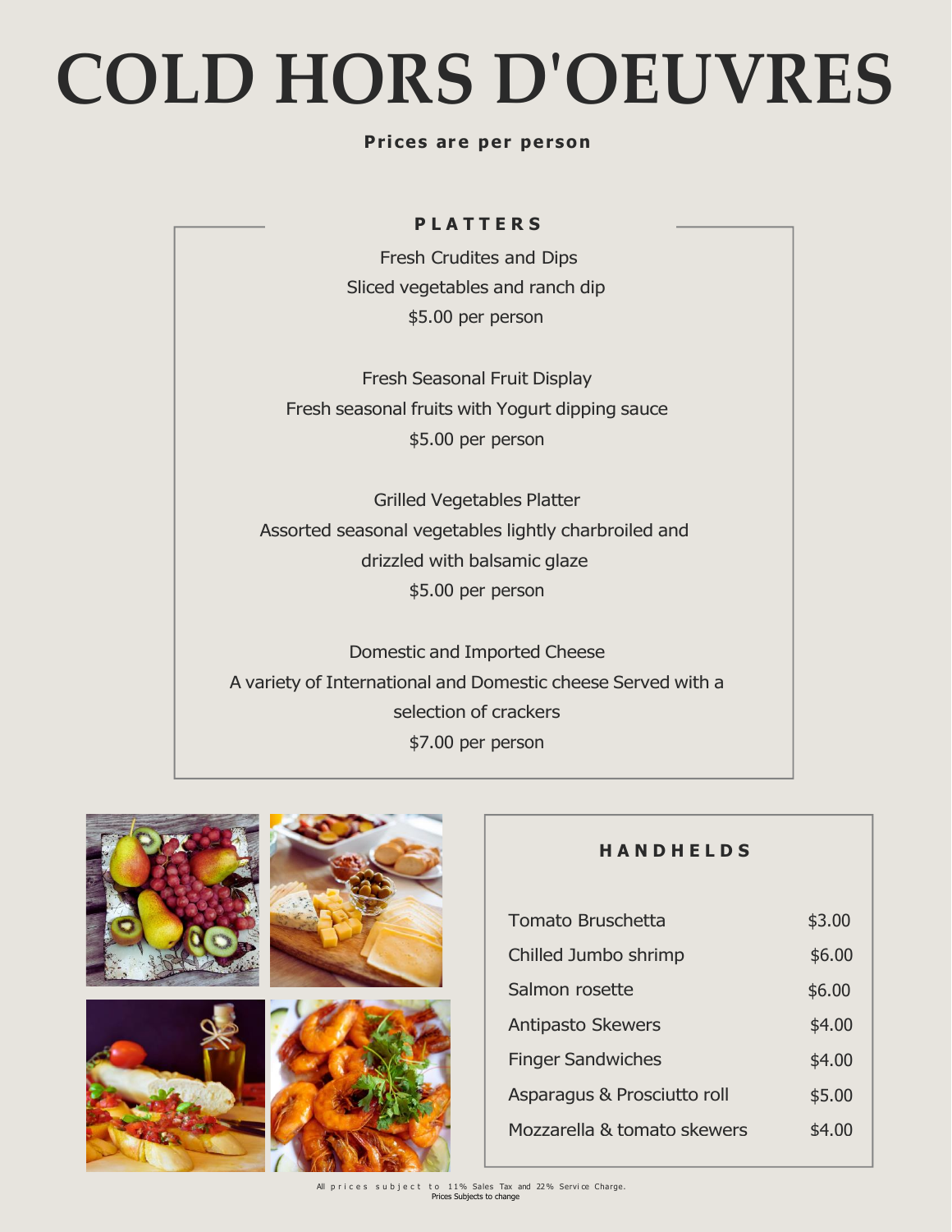# COLD HORS D'OEUVRES

**Prices are per person**

## PLATTERS

Fresh Crudites and Dips
Sliced vegetables and ranch dip
$5.00 per person

Fresh Seasonal Fruit Display
Fresh seasonal fruits with Yogurt dipping sauce
$5.00 per person

Grilled Vegetables Platter
Assorted seasonal vegetables lightly charbroiled and drizzled with balsamic glaze
$5.00 per person

Domestic and Imported Cheese
A variety of International and Domestic cheese Served with a selection of crackers
$7.00 per person

## HANDHELDS

| Item | Price |
|---|---|
| Tomato Bruschetta | $3.00 |
| Chilled Jumbo shrimp | $6.00 |
| Salmon rosette | $6.00 |
| Antipasto Skewers | $4.00 |
| Finger Sandwiches | $4.00 |
| Asparagus & Prosciutto roll | $5.00 |
| Mozzarella & tomato skewers | $4.00 |

All prices subject to 11% Sales Tax and 22% Service Charge.
Prices Subjects to change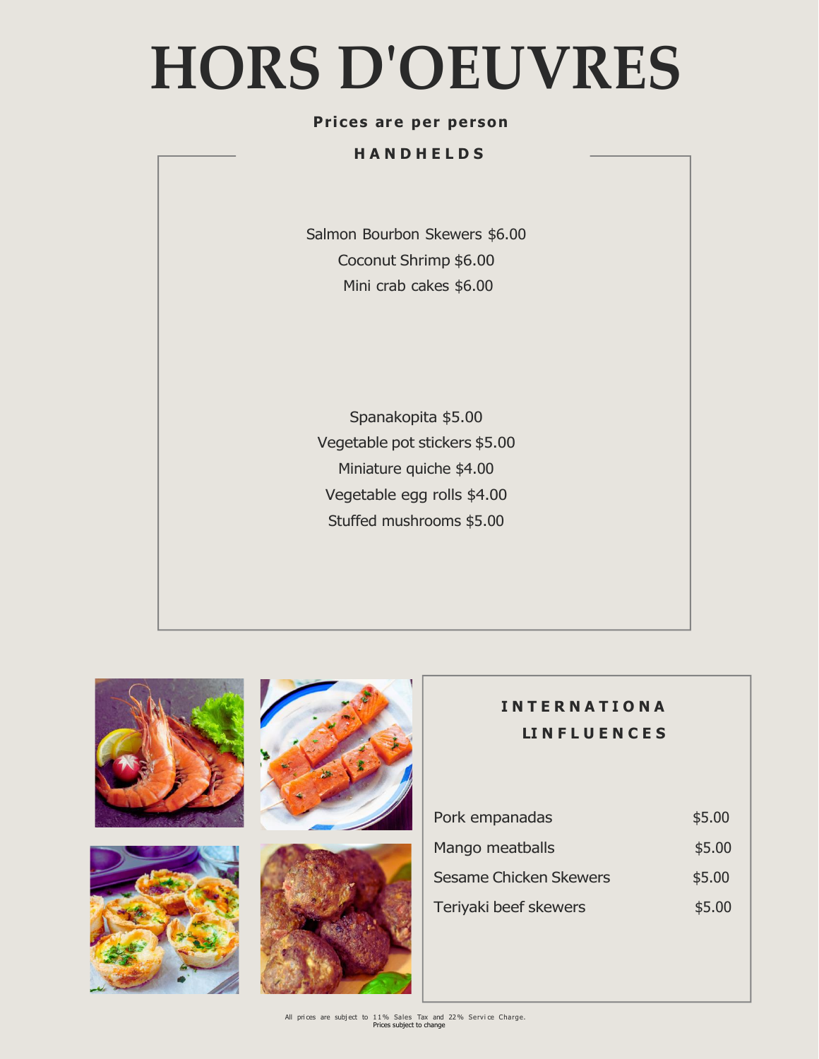# HORS D'OEUVRES

**Prices are per person**

## HANDHELDS

Salmon Bourbon Skewers $6.00

Coconut Shrimp $6.00

Mini crab cakes $6.00

Spanakopita $5.00

Vegetable pot stickers $5.00

Miniature quiche $4.00

Vegetable egg rolls $4.00

Stuffed mushrooms $5.00

## INTERNATIONA LINFLUENCES

| | |
|---|---|
| Pork empanadas | $5.00 |
| Mango meatballs | $5.00 |
| Sesame Chicken Skewers | $5.00 |
| Teriyaki beef skewers | $5.00 |

All prices are subject to 11% Sales Tax and 22% Service Charge.
Prices subject to change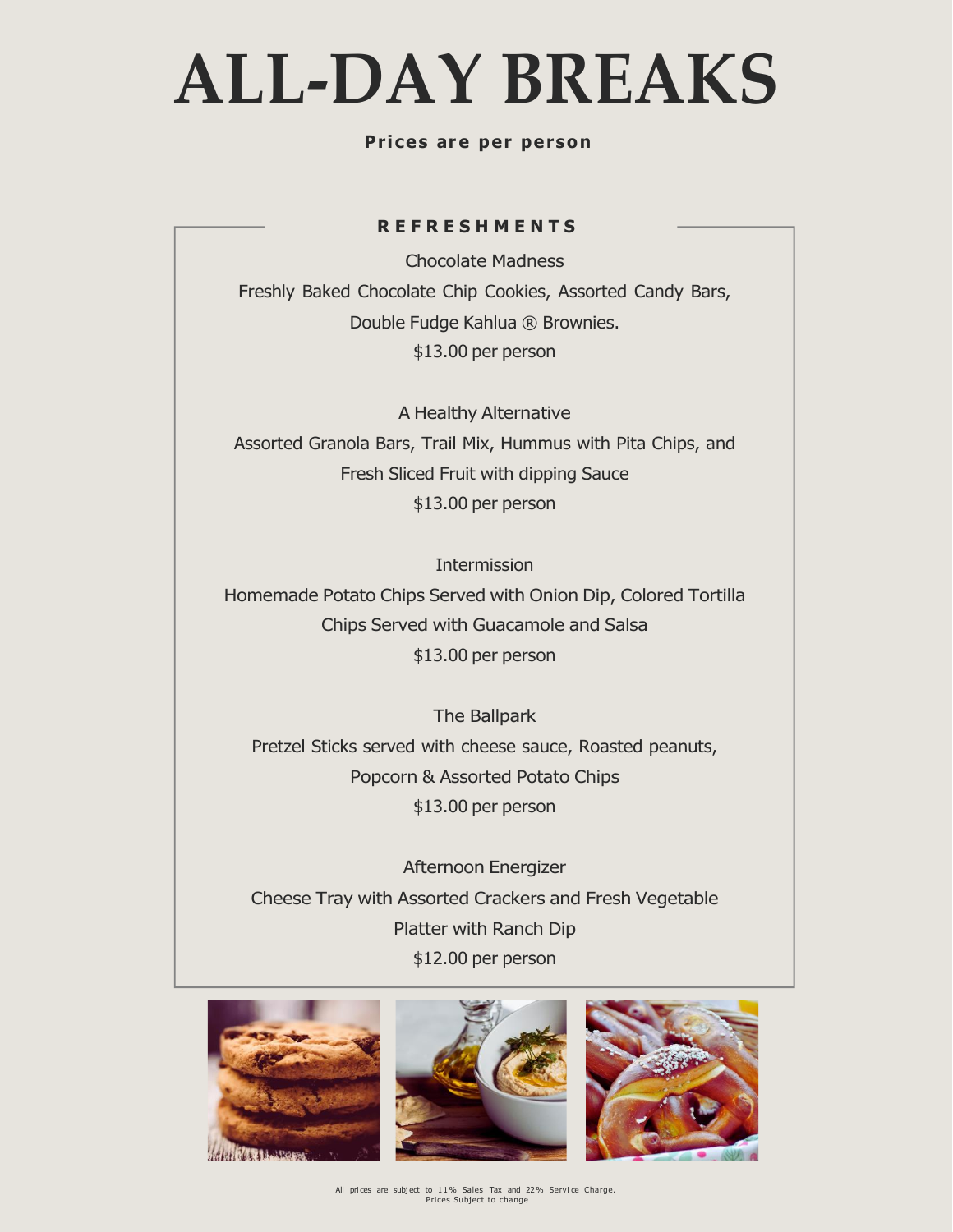# ALL-DAY BREAKS

**Prices are per person**

## REFRESHMENTS

Chocolate Madness

Freshly Baked Chocolate Chip Cookies, Assorted Candy Bars, Double Fudge Kahlua ® Brownies.

$13.00 per person

A Healthy Alternative

Assorted Granola Bars, Trail Mix, Hummus with Pita Chips, and Fresh Sliced Fruit with dipping Sauce

$13.00 per person

Intermission

Homemade Potato Chips Served with Onion Dip, Colored Tortilla Chips Served with Guacamole and Salsa

$13.00 per person

The Ballpark

Pretzel Sticks served with cheese sauce, Roasted peanuts, Popcorn & Assorted Potato Chips

$13.00 per person

Afternoon Energizer

Cheese Tray with Assorted Crackers and Fresh Vegetable Platter with Ranch Dip

$12.00 per person

All prices are subject to 11% Sales Tax and 22% Service Charge.
Prices Subject to change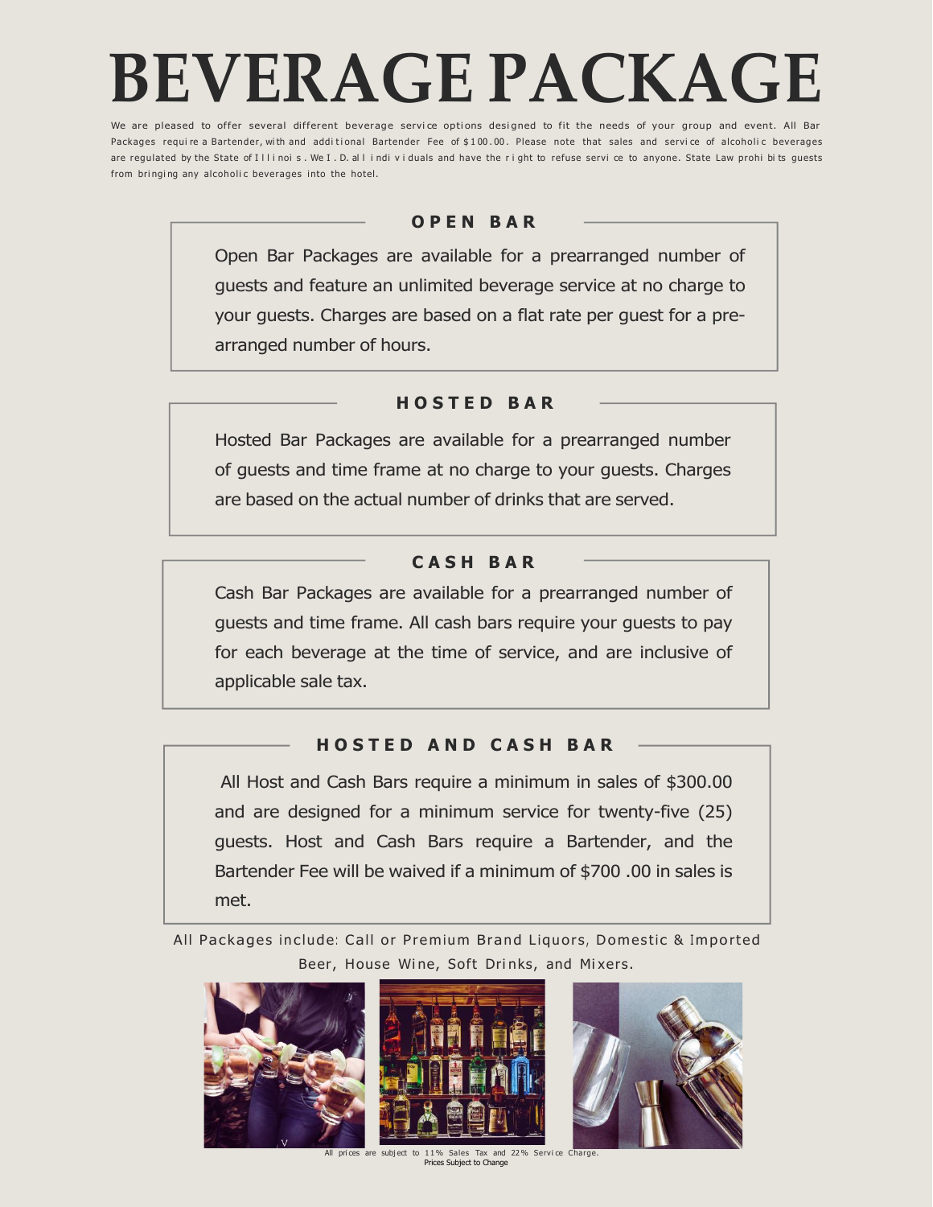# BEVERAGE PACKAGE

We are pleased to offer several different beverage service options designed to fit the needs of your group and event. All Bar Packages require a Bartender, with and additional Bartender Fee of $100.00. Please note that sales and service of alcoholic beverages are regulated by the State of Illinois. We I.D. all individuals and have the right to refuse service to anyone. State Law prohibits guests from bringing any alcoholic beverages into the hotel.

## OPEN BAR

Open Bar Packages are available for a prearranged number of guests and feature an unlimited beverage service at no charge to your guests. Charges are based on a flat rate per guest for a pre-arranged number of hours.

## HOSTED BAR

Hosted Bar Packages are available for a prearranged number of guests and time frame at no charge to your guests. Charges are based on the actual number of drinks that are served.

## CASH BAR

Cash Bar Packages are available for a prearranged number of guests and time frame. All cash bars require your guests to pay for each beverage at the time of service, and are inclusive of applicable sale tax.

## HOSTED AND CASH BAR

All Host and Cash Bars require a minimum in sales of $300.00 and are designed for a minimum service for twenty-five (25) guests. Host and Cash Bars require a Bartender, and the Bartender Fee will be waived if a minimum of $700 .00 in sales is met.

All Packages include: Call or Premium Brand Liquors, Domestic & Imported Beer, House Wine, Soft Drinks, and Mixers.

All prices are subject to 11% Sales Tax and 22% Service Charge.
Prices Subject to Change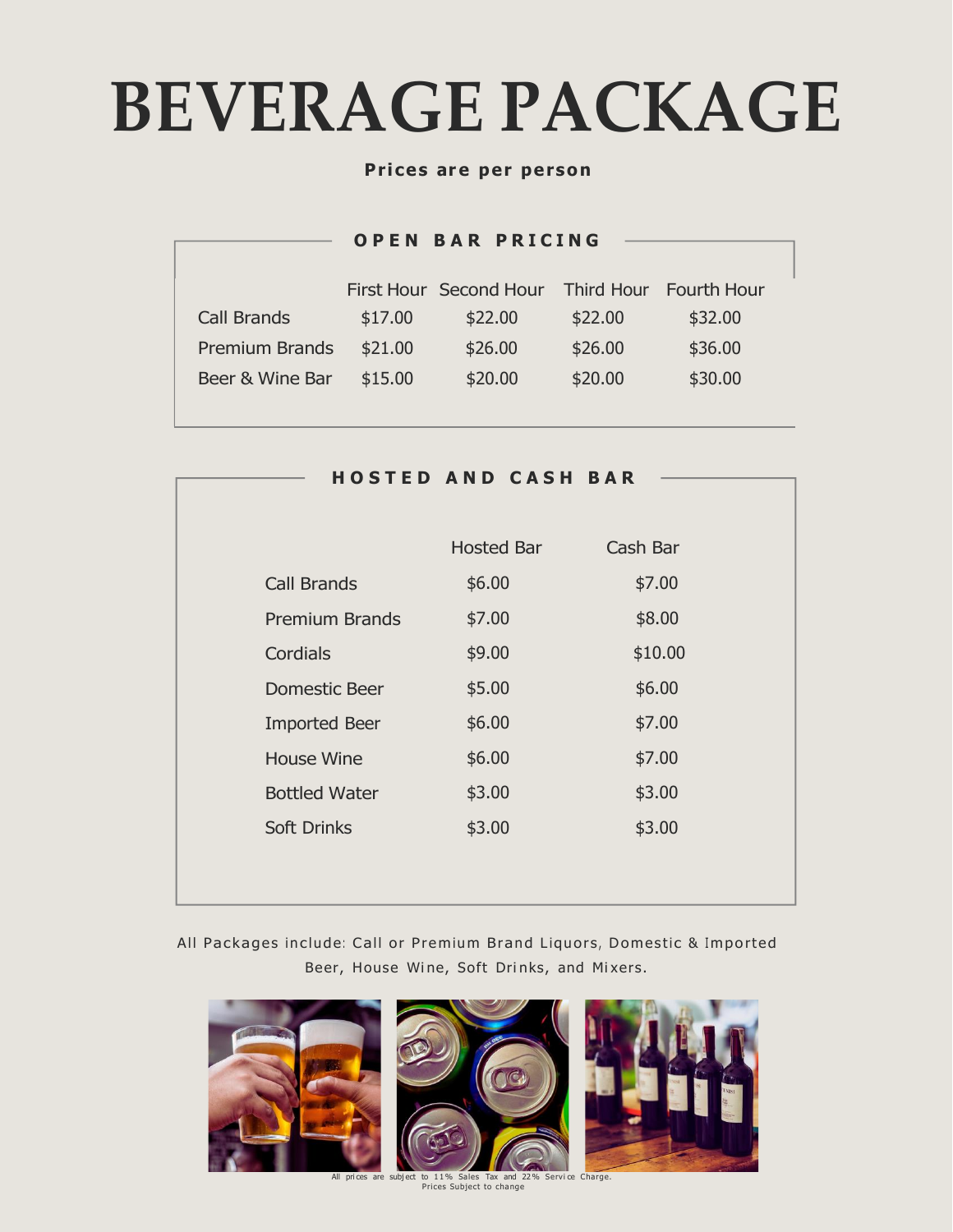# BEVERAGE PACKAGE

**Prices are per person**

## OPEN BAR PRICING

| | First Hour | Second Hour | Third Hour | Fourth Hour |
|---|---|---|---|---|
| Call Brands | $17.00 | $22.00 | $22.00 | $32.00 |
| Premium Brands | $21.00 | $26.00 | $26.00 | $36.00 |
| Beer & Wine Bar | $15.00 | $20.00 | $20.00 | $30.00 |

## HOSTED AND CASH BAR

| | Hosted Bar | Cash Bar |
|---|---|---|
| Call Brands | $6.00 | $7.00 |
| Premium Brands | $7.00 | $8.00 |
| Cordials | $9.00 | $10.00 |
| Domestic Beer | $5.00 | $6.00 |
| Imported Beer | $6.00 | $7.00 |
| House Wine | $6.00 | $7.00 |
| Bottled Water | $3.00 | $3.00 |
| Soft Drinks | $3.00 | $3.00 |

All Packages include: Call or Premium Brand Liquors, Domestic & Imported Beer, House Wine, Soft Drinks, and Mixers.

All prices are subject to 11% Sales Tax and 22% Service Charge.
Prices Subject to change